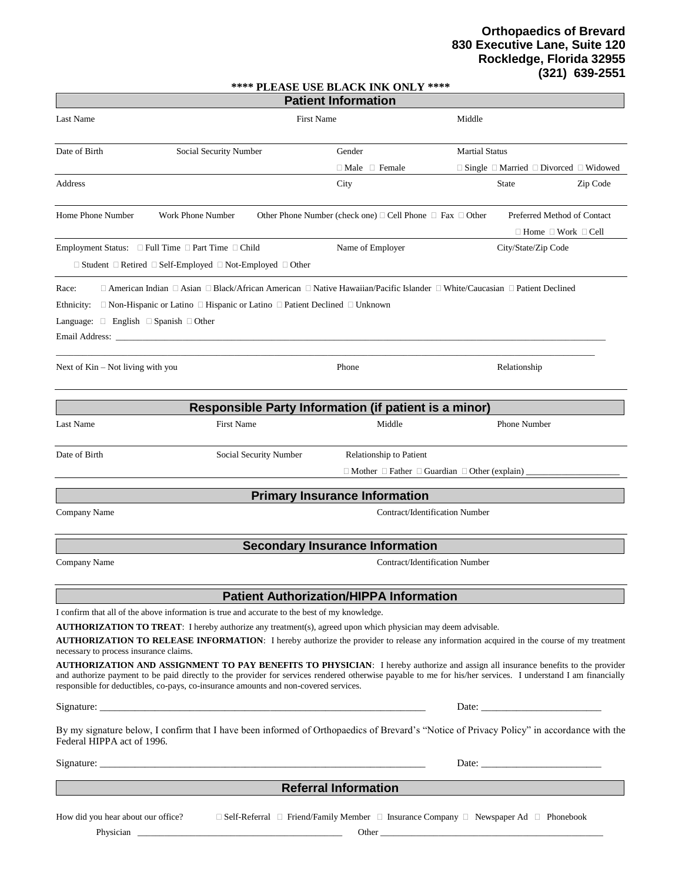**Orthopaedics of Brevard**
**830 Executive Lane, Suite 120**
**Rockledge, Florida 32955**
**(321) 639-2551**

**\*\*\*\* PLEASE USE BLACK INK ONLY \*\*\*\***

## Patient Information

| Last Name | | First Name | Middle | |
|---|---|---|---|---|
| Date of Birth | Social Security Number | Gender<br>□ Male □ Female | Martial Status<br>□ Single □ Married □ Divorced □ Widowed | |
| Address | | City | State | Zip Code |
| Home Phone Number | Work Phone Number | Other Phone Number (check one) □ Cell Phone □ Fax □ Other | Preferred Method of Contact<br>□ Home □ Work □ Cell | |
| Employment Status: □ Full Time □ Part Time □ Child<br>□ Student □ Retired □ Self-Employed □ Not-Employed □ Other | | Name of Employer | City/State/Zip Code | |

Race: □ American Indian □ Asian □ Black/African American □ Native Hawaiian/Pacific Islander □ White/Caucasian □ Patient Declined

Ethnicity: □ Non-Hispanic or Latino □ Hispanic or Latino □ Patient Declined □ Unknown

Language: □ English □ Spanish □ Other

Email Address: ______________________________________________________________________________

| Next of Kin – Not living with you | Phone | Relationship |
|---|---|---|

## Responsible Party Information (if patient is a minor)

| Last Name | First Name | Middle | Phone Number |
|---|---|---|---|
| Date of Birth | Social Security Number | Relationship to Patient<br>□ Mother □ Father □ Guardian □ Other (explain) ____________________ | |

## Primary Insurance Information

| Company Name | Contract/Identification Number |
|---|---|

## Secondary Insurance Information

| Company Name | Contract/Identification Number |
|---|---|

## Patient Authorization/HIPPA Information

I confirm that all of the above information is true and accurate to the best of my knowledge.

**AUTHORIZATION TO TREAT**: I hereby authorize any treatment(s), agreed upon which physician may deem advisable.

**AUTHORIZATION TO RELEASE INFORMATION**: I hereby authorize the provider to release any information acquired in the course of my treatment necessary to process insurance claims.

**AUTHORIZATION AND ASSIGNMENT TO PAY BENEFITS TO PHYSICIAN**: I hereby authorize and assign all insurance benefits to the provider and authorize payment to be paid directly to the provider for services rendered otherwise payable to me for his/her services. I understand I am financially responsible for deductibles, co-pays, co-insurance amounts and non-covered services.

Signature: ____________________________________________________________________ Date: ________________________

By my signature below, I confirm that I have been informed of Orthopaedics of Brevard's "Notice of Privacy Policy" in accordance with the Federal HIPPA act of 1996.

Signature: ____________________________________________________________________ Date: ________________________

## Referral Information

How did you hear about our office? □ Self-Referral □ Friend/Family Member □ Insurance Company □ Newspaper Ad □ Phonebook

Physician ____________________________________________ Other ________________________________________________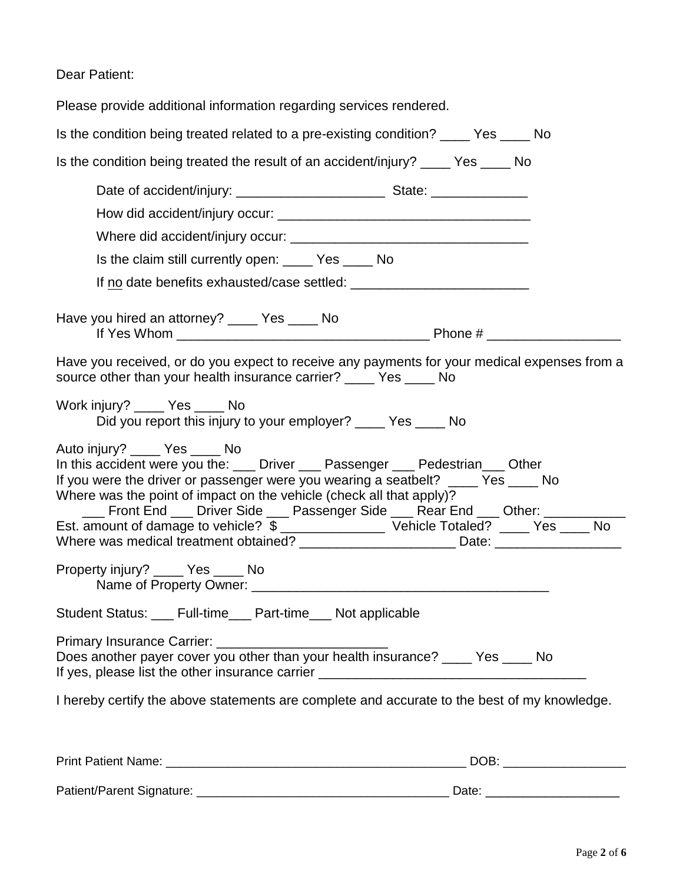Dear Patient:

Please provide additional information regarding services rendered.

Is the condition being treated related to a pre-existing condition? ____ Yes ____ No

Is the condition being treated the result of an accident/injury? ____ Yes ____ No

Date of accident/injury: ____________________ State: _____________

How did accident/injury occur: __________________________________

Where did accident/injury occur: ________________________________

Is the claim still currently open: ____ Yes ____ No

If no date benefits exhausted/case settled: ________________________

Have you hired an attorney? ____ Yes ____ No

If Yes Whom __________________________________ Phone # _________________

Have you received, or do you expect to receive any payments for your medical expenses from a source other than your health insurance carrier? ____ Yes ____ No

Work injury? ____ Yes ____ No

Did you report this injury to your employer? ____ Yes ____ No

Auto injury? ____ Yes ____ No

In this accident were you the: ___ Driver ___ Passenger ___ Pedestrian___ Other

If you were the driver or passenger were you wearing a seatbelt? ____ Yes ____ No

Where was the point of impact on the vehicle (check all that apply)?

___ Front End ___ Driver Side ___ Passenger Side ___ Rear End ___ Other: ___________

Est. amount of damage to vehicle? $ ______________ Vehicle Totaled? ____ Yes ____ No

Where was medical treatment obtained? _____________________ Date: _________________

Property injury? ____ Yes ____ No

Name of Property Owner: ________________________________________

Student Status: ___ Full-time___ Part-time___ Not applicable

Primary Insurance Carrier: _______________________

Does another payer cover you other than your health insurance? ____ Yes ____ No

If yes, please list the other insurance carrier ____________________________________

I hereby certify the above statements are complete and accurate to the best of my knowledge.

Print Patient Name: ____________________________________________ DOB: _________________

Patient/Parent Signature: ____________________________________ Date: ___________________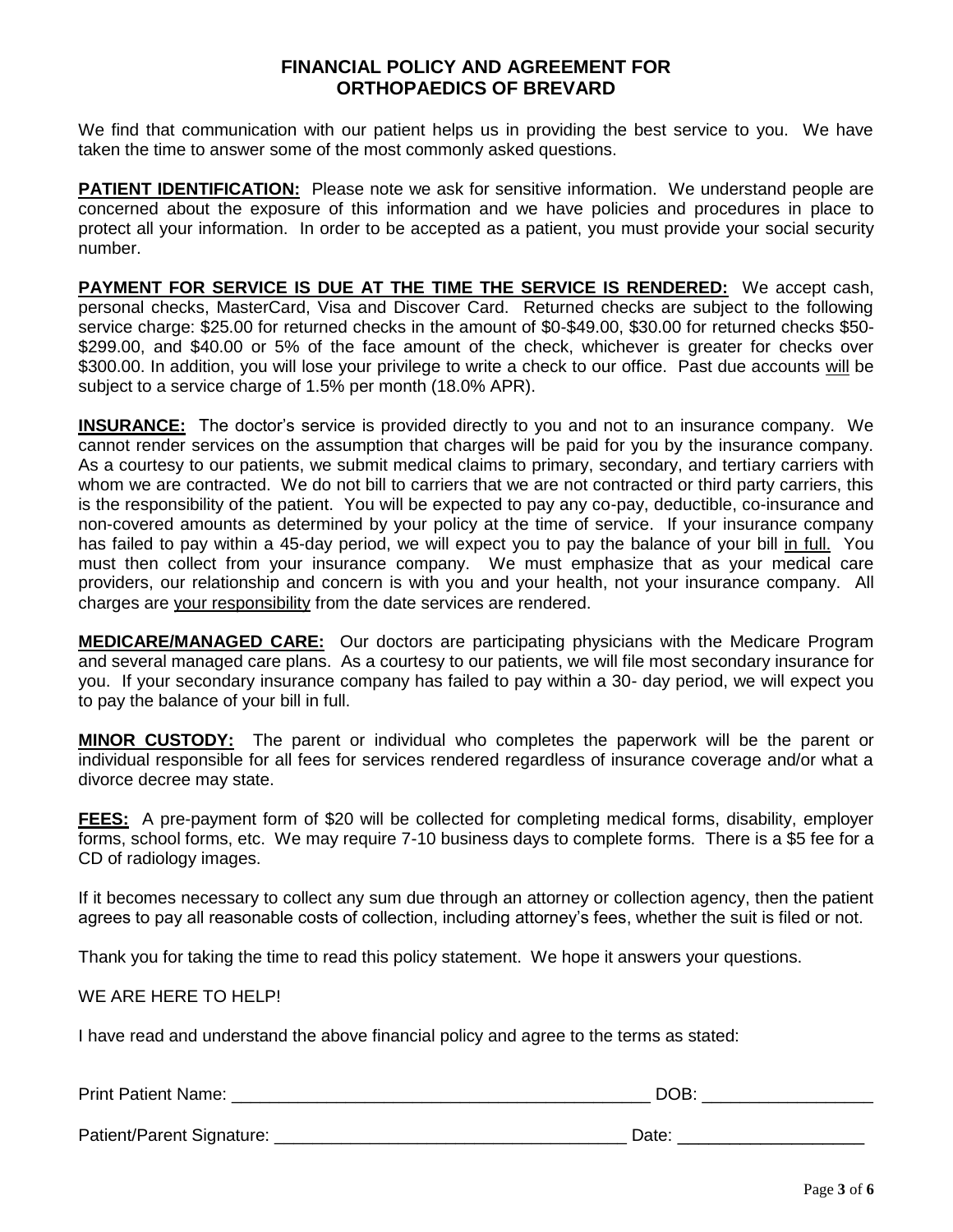# FINANCIAL POLICY AND AGREEMENT FOR ORTHOPAEDICS OF BREVARD

We find that communication with our patient helps us in providing the best service to you. We have taken the time to answer some of the most commonly asked questions.

**PATIENT IDENTIFICATION:** Please note we ask for sensitive information. We understand people are concerned about the exposure of this information and we have policies and procedures in place to protect all your information. In order to be accepted as a patient, you must provide your social security number.

**PAYMENT FOR SERVICE IS DUE AT THE TIME THE SERVICE IS RENDERED:** We accept cash, personal checks, MasterCard, Visa and Discover Card. Returned checks are subject to the following service charge: $25.00 for returned checks in the amount of $0-$49.00, $30.00 for returned checks $50-$299.00, and $40.00 or 5% of the face amount of the check, whichever is greater for checks over $300.00. In addition, you will lose your privilege to write a check to our office. Past due accounts will be subject to a service charge of 1.5% per month (18.0% APR).

**INSURANCE:** The doctor's service is provided directly to you and not to an insurance company. We cannot render services on the assumption that charges will be paid for you by the insurance company. As a courtesy to our patients, we submit medical claims to primary, secondary, and tertiary carriers with whom we are contracted. We do not bill to carriers that we are not contracted or third party carriers, this is the responsibility of the patient. You will be expected to pay any co-pay, deductible, co-insurance and non-covered amounts as determined by your policy at the time of service. If your insurance company has failed to pay within a 45-day period, we will expect you to pay the balance of your bill in full. You must then collect from your insurance company. We must emphasize that as your medical care providers, our relationship and concern is with you and your health, not your insurance company. All charges are your responsibility from the date services are rendered.

**MEDICARE/MANAGED CARE:** Our doctors are participating physicians with the Medicare Program and several managed care plans. As a courtesy to our patients, we will file most secondary insurance for you. If your secondary insurance company has failed to pay within a 30- day period, we will expect you to pay the balance of your bill in full.

**MINOR CUSTODY:** The parent or individual who completes the paperwork will be the parent or individual responsible for all fees for services rendered regardless of insurance coverage and/or what a divorce decree may state.

**FEES:** A pre-payment form of $20 will be collected for completing medical forms, disability, employer forms, school forms, etc. We may require 7-10 business days to complete forms. There is a $5 fee for a CD of radiology images.

If it becomes necessary to collect any sum due through an attorney or collection agency, then the patient agrees to pay all reasonable costs of collection, including attorney's fees, whether the suit is filed or not.

Thank you for taking the time to read this policy statement. We hope it answers your questions.

WE ARE HERE TO HELP!

I have read and understand the above financial policy and agree to the terms as stated:

Print Patient Name: ______________________________________________ DOB: __________________

Patient/Parent Signature: _____________________________________ Date: ___________________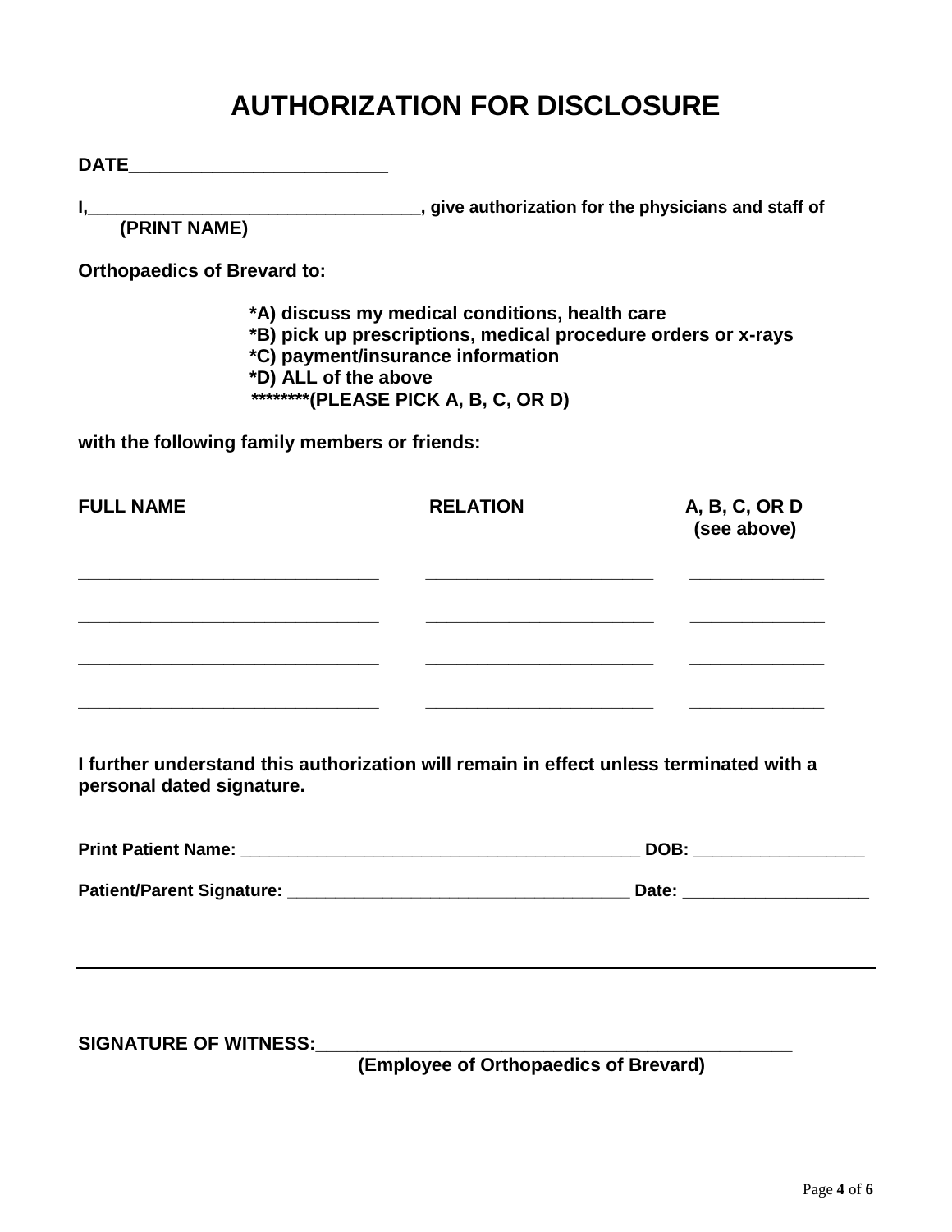# AUTHORIZATION FOR DISCLOSURE

**DATE_________________________**

**I,_________________________________, give authorization for the physicians and staff of**
**(PRINT NAME)**

**Orthopaedics of Brevard to:**

**\*A) discuss my medical conditions, health care**
**\*B) pick up prescriptions, medical procedure orders or x-rays**
**\*C) payment/insurance information**
**\*D) ALL of the above**
**\*\*\*\*\*\*\*\*(PLEASE PICK A, B, C, OR D)**

**with the following family members or friends:**

| FULL NAME | RELATION | A, B, C, OR D (see above) |
|---|---|---|
| ______________________________ | _______________________ | ____________ |
| ______________________________ | _______________________ | ____________ |
| ______________________________ | _______________________ | ____________ |
| ______________________________ | _______________________ | ____________ |

**I further understand this authorization will remain in effect unless terminated with a personal dated signature.**

**Print Patient Name:** __________________________________________ **DOB:** __________________

**Patient/Parent Signature:** _____________________________________ **Date:** ___________________

---

**SIGNATURE OF WITNESS:**_______________________________________________
**(Employee of Orthopaedics of Brevard)**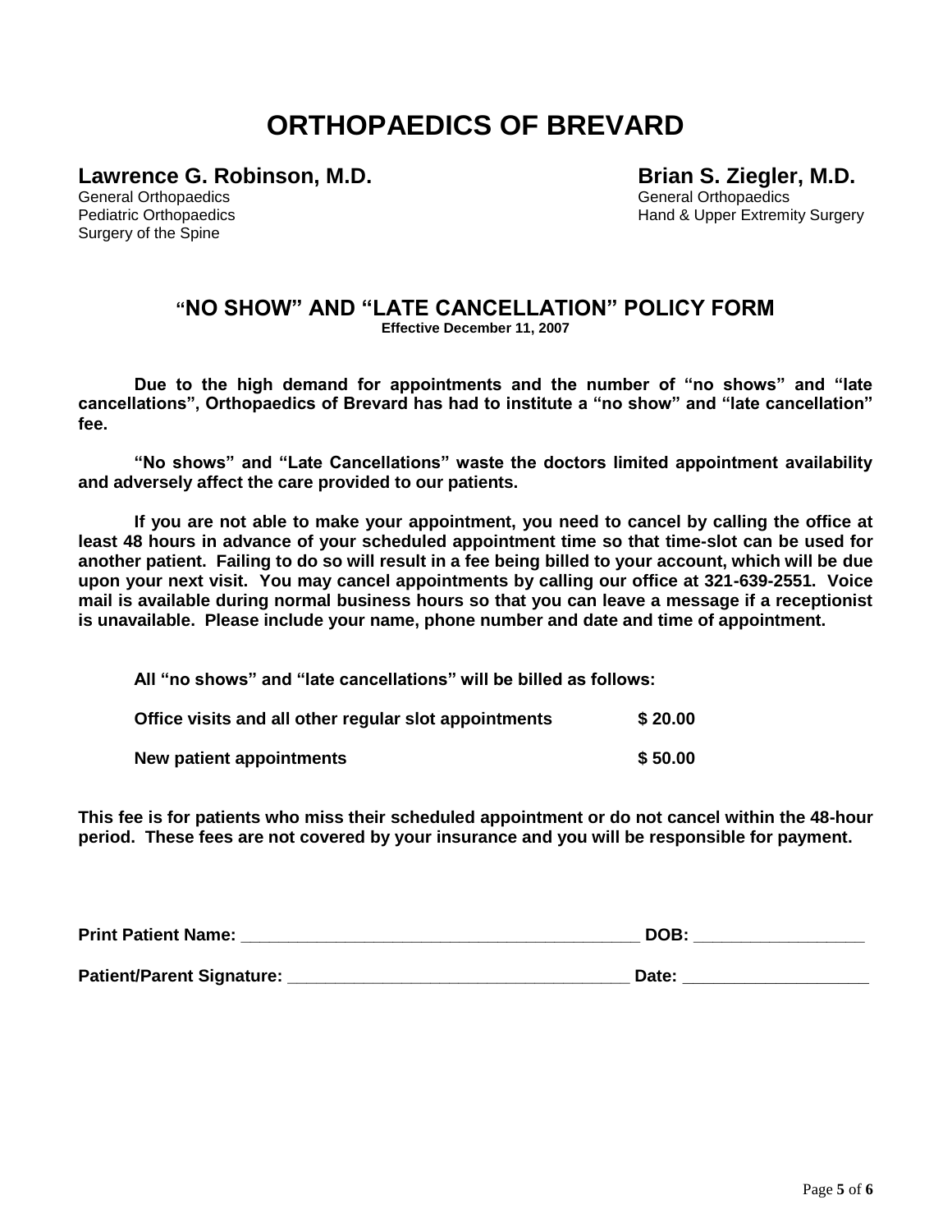# ORTHOPAEDICS OF BREVARD

**Lawrence G. Robinson, M.D.**
General Orthopaedics
Pediatric Orthopaedics
Surgery of the Spine

**Brian S. Ziegler, M.D.**
General Orthopaedics
Hand & Upper Extremity Surgery

## "NO SHOW" AND "LATE CANCELLATION" POLICY FORM

**Effective December 11, 2007**

**Due to the high demand for appointments and the number of "no shows" and "late cancellations", Orthopaedics of Brevard has had to institute a "no show" and "late cancellation" fee.**

**"No shows" and "Late Cancellations" waste the doctors limited appointment availability and adversely affect the care provided to our patients.**

**If you are not able to make your appointment, you need to cancel by calling the office at least 48 hours in advance of your scheduled appointment time so that time-slot can be used for another patient. Failing to do so will result in a fee being billed to your account, which will be due upon your next visit. You may cancel appointments by calling our office at 321-639-2551. Voice mail is available during normal business hours so that you can leave a message if a receptionist is unavailable. Please include your name, phone number and date and time of appointment.**

**All "no shows" and "late cancellations" will be billed as follows:**

| | |
|---|---|
| **Office visits and all other regular slot appointments** | **$ 20.00** |
| **New patient appointments** | **$ 50.00** |

**This fee is for patients who miss their scheduled appointment or do not cancel within the 48-hour period. These fees are not covered by your insurance and you will be responsible for payment.**

**Print Patient Name:** ___________________________________________ **DOB:** __________________

**Patient/Parent Signature:** _____________________________________ **Date:** ___________________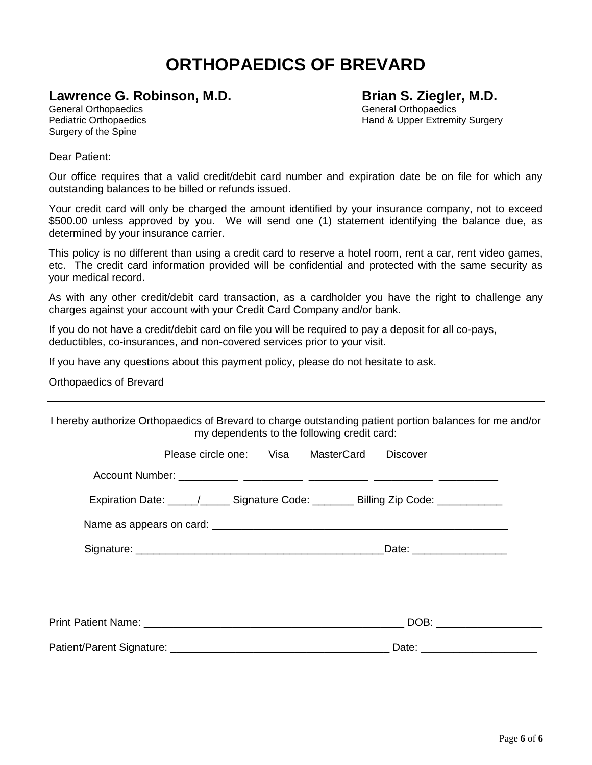# ORTHOPAEDICS OF BREVARD

**Lawrence G. Robinson, M.D.**
General Orthopaedics
Pediatric Orthopaedics
Surgery of the Spine

**Brian S. Ziegler, M.D.**
General Orthopaedics
Hand & Upper Extremity Surgery

Dear Patient:

Our office requires that a valid credit/debit card number and expiration date be on file for which any outstanding balances to be billed or refunds issued.

Your credit card will only be charged the amount identified by your insurance company, not to exceed $500.00 unless approved by you. We will send one (1) statement identifying the balance due, as determined by your insurance carrier.

This policy is no different than using a credit card to reserve a hotel room, rent a car, rent video games, etc. The credit card information provided will be confidential and protected with the same security as your medical record.

As with any other credit/debit card transaction, as a cardholder you have the right to challenge any charges against your account with your Credit Card Company and/or bank.

If you do not have a credit/debit card on file you will be required to pay a deposit for all co-pays, deductibles, co-insurances, and non-covered services prior to your visit.

If you have any questions about this payment policy, please do not hesitate to ask.

Orthopaedics of Brevard

---

I hereby authorize Orthopaedics of Brevard to charge outstanding patient portion balances for me and/or my dependents to the following credit card:

Please circle one: Visa MasterCard Discover

Account Number: __________ __________ __________ __________ __________

Expiration Date: _____/_____ Signature Code: _______ Billing Zip Code: ___________

Name as appears on card: ____________________________________________________

Signature: ___________________________________________Date: ________________

Print Patient Name: _____________________________________________ DOB: __________________

Patient/Parent Signature: _____________________________________ Date: ___________________